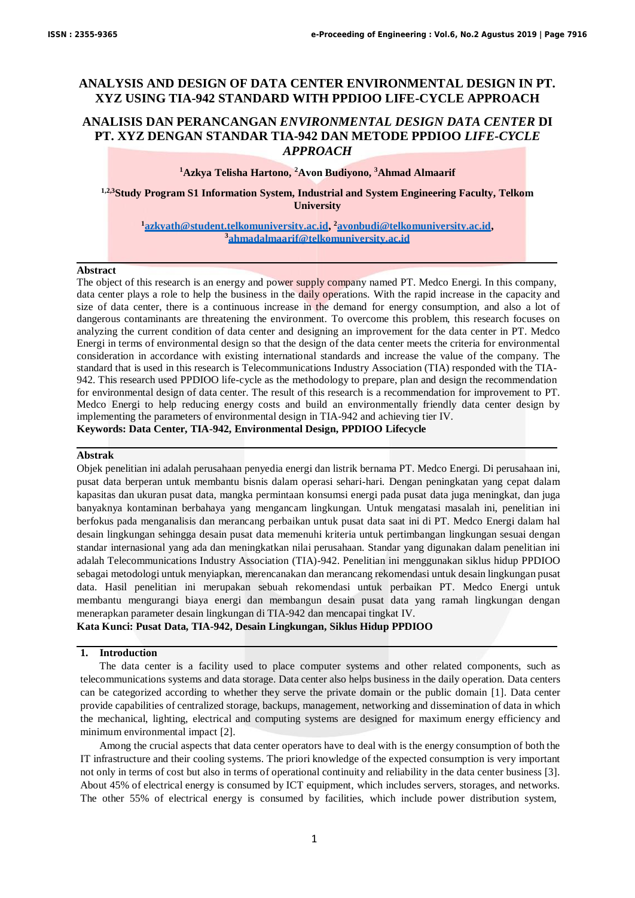# ANALYSIS AND DESIGN OF DATA CENTER ENVIRONMENTAL DESIGN IN PT. XYZ USING TIA-942 STANDARD WITH PPDIOO LIFE-CYCLE APPROACH

# ANALISIS DAN PERANCANGAN *ENVIRONMENTAL DESIGN DATA CENTER* DI PT. XYZ DENGAN STANDAR TIA-942 DAN METODE PPDIOO *LIFE-CYCLE APPROACH*

**[1]Azkya Telisha Hartono, [2]Avon Budiyono, [3]Ahmad Almaarif**

**[1,2,3]Study Program S1 Information System, Industrial and System Engineering Faculty, Telkom University**

[1]azkyath@student.telkomuniversity.ac.id, [2]avonbudi@telkomuniversity.ac.id, [3]ahmadalmaarif@telkomuniversity.ac.id

## Abstract

The object of this research is an energy and power supply company named PT. Medco Energi. In this company, data center plays a role to help the business in the daily operations. With the rapid increase in the capacity and size of data center, there is a continuous increase in the demand for energy consumption, and also a lot of dangerous contaminants are threatening the environment. To overcome this problem, this research focuses on analyzing the current condition of data center and designing an improvement for the data center in PT. Medco Energi in terms of environmental design so that the design of the data center meets the criteria for environmental consideration in accordance with existing international standards and increase the value of the company. The standard that is used in this research is Telecommunications Industry Association (TIA) responded with the TIA-942. This research used PPDIOO life-cycle as the methodology to prepare, plan and design the recommendation for environmental design of data center. The result of this research is a recommendation for improvement to PT. Medco Energi to help reducing energy costs and build an environmentally friendly data center design by implementing the parameters of environmental design in TIA-942 and achieving tier IV.

**Keywords: Data Center, TIA-942, Environmental Design, PPDIOO Lifecycle**

## Abstrak

Objek penelitian ini adalah perusahaan penyedia energi dan listrik bernama PT. Medco Energi. Di perusahaan ini, pusat data berperan untuk membantu bisnis dalam operasi sehari-hari. Dengan peningkatan yang cepat dalam kapasitas dan ukuran pusat data, mangka permintaan konsumsi energi pada pusat data juga meningkat, dan juga banyaknya kontaminan berbahaya yang mengancam lingkungan. Untuk mengatasi masalah ini, penelitian ini berfokus pada menganalisis dan merancang perbaikan untuk pusat data saat ini di PT. Medco Energi dalam hal desain lingkungan sehingga desain pusat data memenuhi kriteria untuk pertimbangan lingkungan sesuai dengan standar internasional yang ada dan meningkatkan nilai perusahaan. Standar yang digunakan dalam penelitian ini adalah Telecommunications Industry Association (TIA)-942. Penelitian ini menggunakan siklus hidup PPDIOO sebagai metodologi untuk menyiapkan, merencanakan dan merancang rekomendasi untuk desain lingkungan pusat data. Hasil penelitian ini merupakan sebuah rekomendasi untuk perbaikan PT. Medco Energi untuk membantu mengurangi biaya energi dan membangun desain pusat data yang ramah lingkungan dengan menerapkan parameter desain lingkungan di TIA-942 dan mencapai tingkat IV.

**Kata Kunci: Pusat Data, TIA-942, Desain Lingkungan, Siklus Hidup PPDIOO**

## 1. Introduction

The data center is a facility used to place computer systems and other related components, such as telecommunications systems and data storage. Data center also helps business in the daily operation. Data centers can be categorized according to whether they serve the private domain or the public domain [1]. Data center provide capabilities of centralized storage, backups, management, networking and dissemination of data in which the mechanical, lighting, electrical and computing systems are designed for maximum energy efficiency and minimum environmental impact [2].

Among the crucial aspects that data center operators have to deal with is the energy consumption of both the IT infrastructure and their cooling systems. The priori knowledge of the expected consumption is very important not only in terms of cost but also in terms of operational continuity and reliability in the data center business [3]. About 45% of electrical energy is consumed by ICT equipment, which includes servers, storages, and networks. The other 55% of electrical energy is consumed by facilities, which include power distribution system,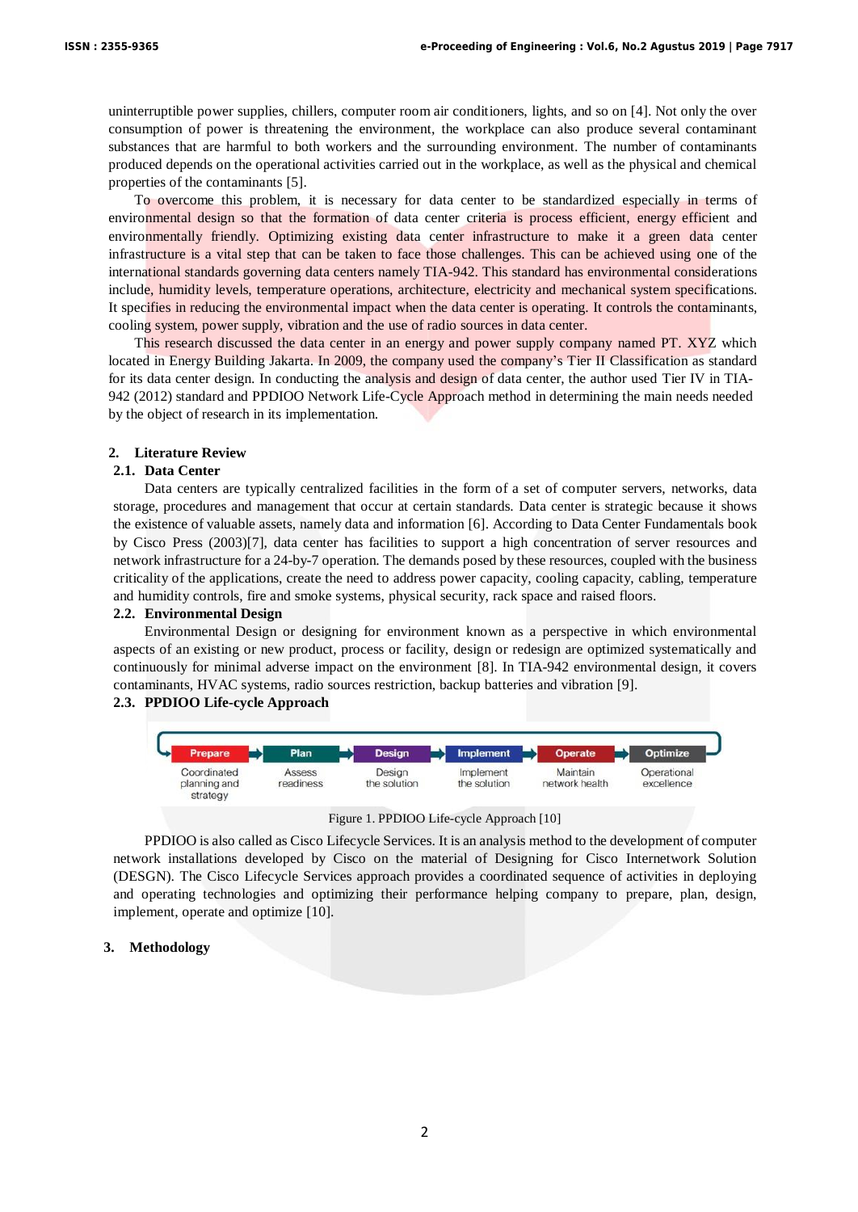uninterruptible power supplies, chillers, computer room air conditioners, lights, and so on [4]. Not only the over consumption of power is threatening the environment, the workplace can also produce several contaminant substances that are harmful to both workers and the surrounding environment. The number of contaminants produced depends on the operational activities carried out in the workplace, as well as the physical and chemical properties of the contaminants [5].

To overcome this problem, it is necessary for data center to be standardized especially in terms of environmental design so that the formation of data center criteria is process efficient, energy efficient and environmentally friendly. Optimizing existing data center infrastructure to make it a green data center infrastructure is a vital step that can be taken to face those challenges. This can be achieved using one of the international standards governing data centers namely TIA-942. This standard has environmental considerations include, humidity levels, temperature operations, architecture, electricity and mechanical system specifications. It specifies in reducing the environmental impact when the data center is operating. It controls the contaminants, cooling system, power supply, vibration and the use of radio sources in data center.

This research discussed the data center in an energy and power supply company named PT. XYZ which located in Energy Building Jakarta. In 2009, the company used the company's Tier II Classification as standard for its data center design. In conducting the analysis and design of data center, the author used Tier IV in TIA-942 (2012) standard and PPDIOO Network Life-Cycle Approach method in determining the main needs needed by the object of research in its implementation.

## 2. Literature Review

### 2.1. Data Center

Data centers are typically centralized facilities in the form of a set of computer servers, networks, data storage, procedures and management that occur at certain standards. Data center is strategic because it shows the existence of valuable assets, namely data and information [6]. According to Data Center Fundamentals book by Cisco Press (2003)[7], data center has facilities to support a high concentration of server resources and network infrastructure for a 24-by-7 operation. The demands posed by these resources, coupled with the business criticality of the applications, create the need to address power capacity, cooling capacity, cabling, temperature and humidity controls, fire and smoke systems, physical security, rack space and raised floors.

### 2.2. Environmental Design

Environmental Design or designing for environment known as a perspective in which environmental aspects of an existing or new product, process or facility, design or redesign are optimized systematically and continuously for minimal adverse impact on the environment [8]. In TIA-942 environmental design, it covers contaminants, HVAC systems, radio sources restriction, backup batteries and vibration [9].

### 2.3. PPDIOO Life-cycle Approach

| Prepare | Plan | Design | Implement | Operate | Optimize |
| --- | --- | --- | --- | --- | --- |
| Coordinated planning and strategy | Assess readiness | Design the solution | Implement the solution | Maintain network health | Operational excellence |

Figure 1. PPDIOO Life-cycle Approach [10]

PPDIOO is also called as Cisco Lifecycle Services. It is an analysis method to the development of computer network installations developed by Cisco on the material of Designing for Cisco Internetwork Solution (DESGN). The Cisco Lifecycle Services approach provides a coordinated sequence of activities in deploying and operating technologies and optimizing their performance helping company to prepare, plan, design, implement, operate and optimize [10].

## 3. Methodology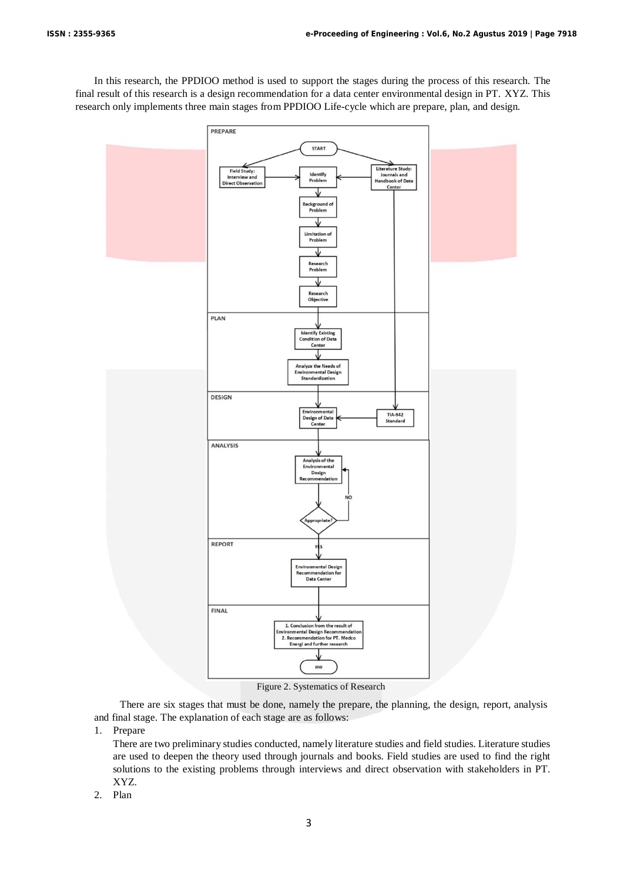In this research, the PPDIOO method is used to support the stages during the process of this research. The final result of this research is a design recommendation for a data center environmental design in PT. XYZ. This research only implements three main stages from PPDIOO Life-cycle which are prepare, plan, and design.

Figure 2. Systematics of Research

There are six stages that must be done, namely the prepare, the planning, the design, report, analysis and final stage. The explanation of each stage are as follows:

1. Prepare

   There are two preliminary studies conducted, namely literature studies and field studies. Literature studies are used to deepen the theory used through journals and books. Field studies are used to find the right solutions to the existing problems through interviews and direct observation with stakeholders in PT. XYZ.

2. Plan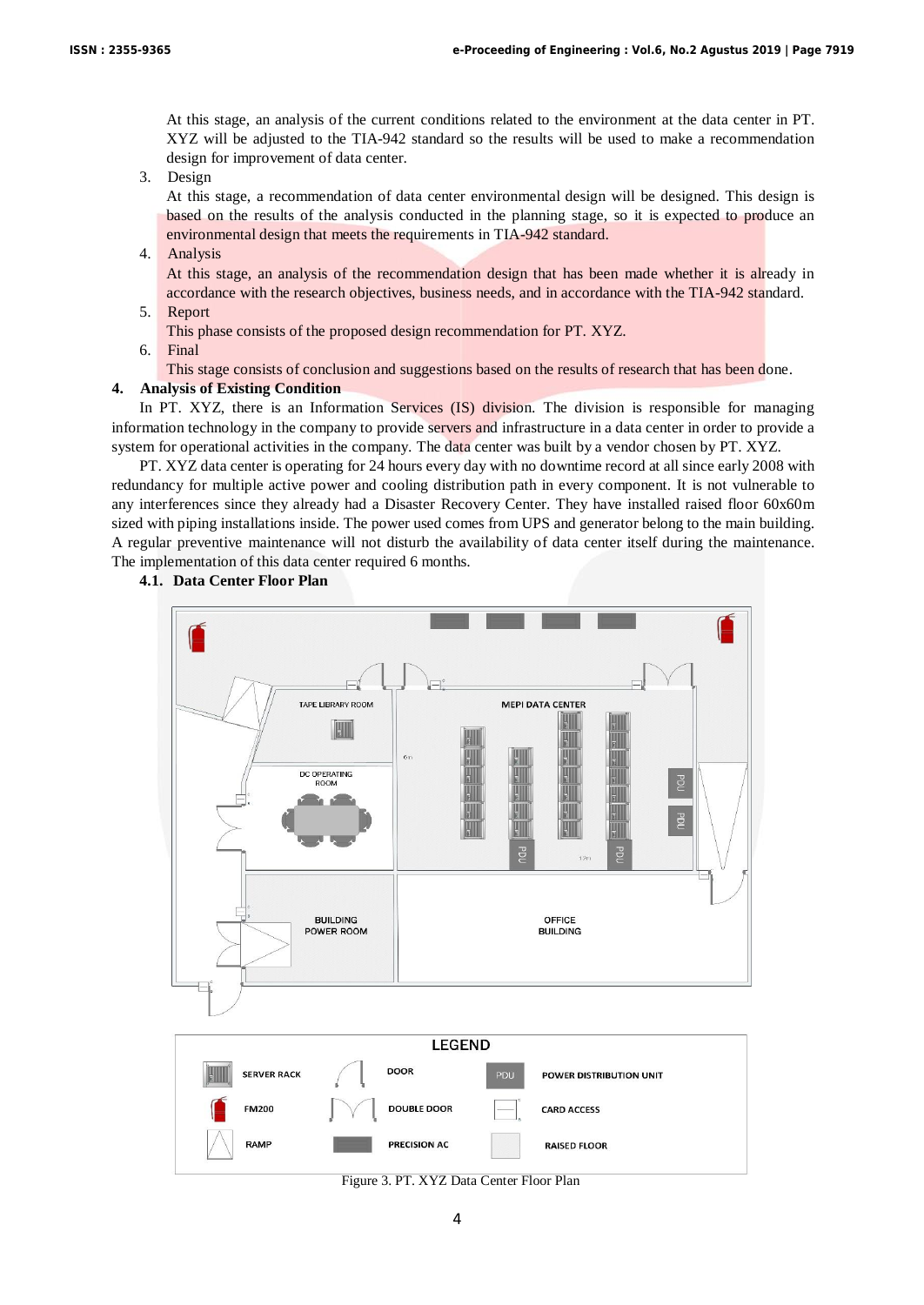At this stage, an analysis of the current conditions related to the environment at the data center in PT. XYZ will be adjusted to the TIA-942 standard so the results will be used to make a recommendation design for improvement of data center.

3. Design
   At this stage, a recommendation of data center environmental design will be designed. This design is based on the results of the analysis conducted in the planning stage, so it is expected to produce an environmental design that meets the requirements in TIA-942 standard.
4. Analysis
   At this stage, an analysis of the recommendation design that has been made whether it is already in accordance with the research objectives, business needs, and in accordance with the TIA-942 standard.
5. Report
   This phase consists of the proposed design recommendation for PT. XYZ.
6. Final
   This stage consists of conclusion and suggestions based on the results of research that has been done.

## 4. Analysis of Existing Condition

In PT. XYZ, there is an Information Services (IS) division. The division is responsible for managing information technology in the company to provide servers and infrastructure in a data center in order to provide a system for operational activities in the company. The data center was built by a vendor chosen by PT. XYZ.

PT. XYZ data center is operating for 24 hours every day with no downtime record at all since early 2008 with redundancy for multiple active power and cooling distribution path in every component. It is not vulnerable to any interferences since they already had a Disaster Recovery Center. They have installed raised floor 60x60m sized with piping installations inside. The power used comes from UPS and generator belong to the main building. A regular preventive maintenance will not disturb the availability of data center itself during the maintenance. The implementation of this data center required 6 months.

### 4.1. Data Center Floor Plan

Figure 3. PT. XYZ Data Center Floor Plan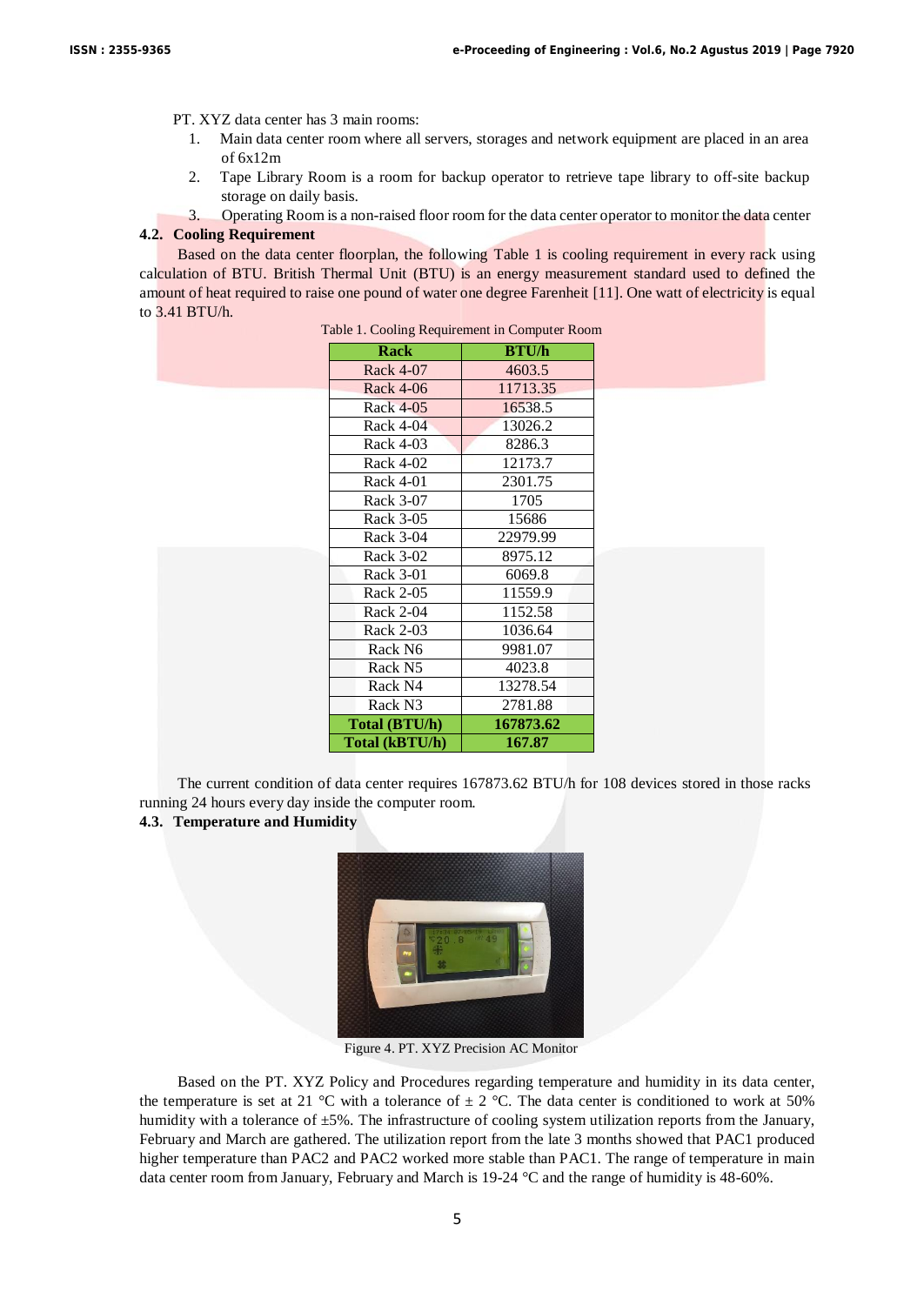PT. XYZ data center has 3 main rooms:

1. Main data center room where all servers, storages and network equipment are placed in an area of 6x12m
2. Tape Library Room is a room for backup operator to retrieve tape library to off-site backup storage on daily basis.
3. Operating Room is a non-raised floor room for the data center operator to monitor the data center

### 4.2. Cooling Requirement

Based on the data center floorplan, the following Table 1 is cooling requirement in every rack using calculation of BTU. British Thermal Unit (BTU) is an energy measurement standard used to defined the amount of heat required to raise one pound of water one degree Farenheit [11]. One watt of electricity is equal to 3.41 BTU/h.

Table 1. Cooling Requirement in Computer Room

| Rack | BTU/h |
|---|---|
| Rack 4-07 | 4603.5 |
| Rack 4-06 | 11713.35 |
| Rack 4-05 | 16538.5 |
| Rack 4-04 | 13026.2 |
| Rack 4-03 | 8286.3 |
| Rack 4-02 | 12173.7 |
| Rack 4-01 | 2301.75 |
| Rack 3-07 | 1705 |
| Rack 3-05 | 15686 |
| Rack 3-04 | 22979.99 |
| Rack 3-02 | 8975.12 |
| Rack 3-01 | 6069.8 |
| Rack 2-05 | 11559.9 |
| Rack 2-04 | 1152.58 |
| Rack 2-03 | 1036.64 |
| Rack N6 | 9981.07 |
| Rack N5 | 4023.8 |
| Rack N4 | 13278.54 |
| Rack N3 | 2781.88 |
| **Total (BTU/h)** | **167873.62** |
| **Total (kBTU/h)** | **167.87** |

The current condition of data center requires 167873.62 BTU/h for 108 devices stored in those racks running 24 hours every day inside the computer room.

### 4.3. Temperature and Humidity

Figure 4. PT. XYZ Precision AC Monitor

Based on the PT. XYZ Policy and Procedures regarding temperature and humidity in its data center, the temperature is set at 21 °C with a tolerance of ± 2 °C. The data center is conditioned to work at 50% humidity with a tolerance of ±5%. The infrastructure of cooling system utilization reports from the January, February and March are gathered. The utilization report from the late 3 months showed that PAC1 produced higher temperature than PAC2 and PAC2 worked more stable than PAC1. The range of temperature in main data center room from January, February and March is 19-24 °C and the range of humidity is 48-60%.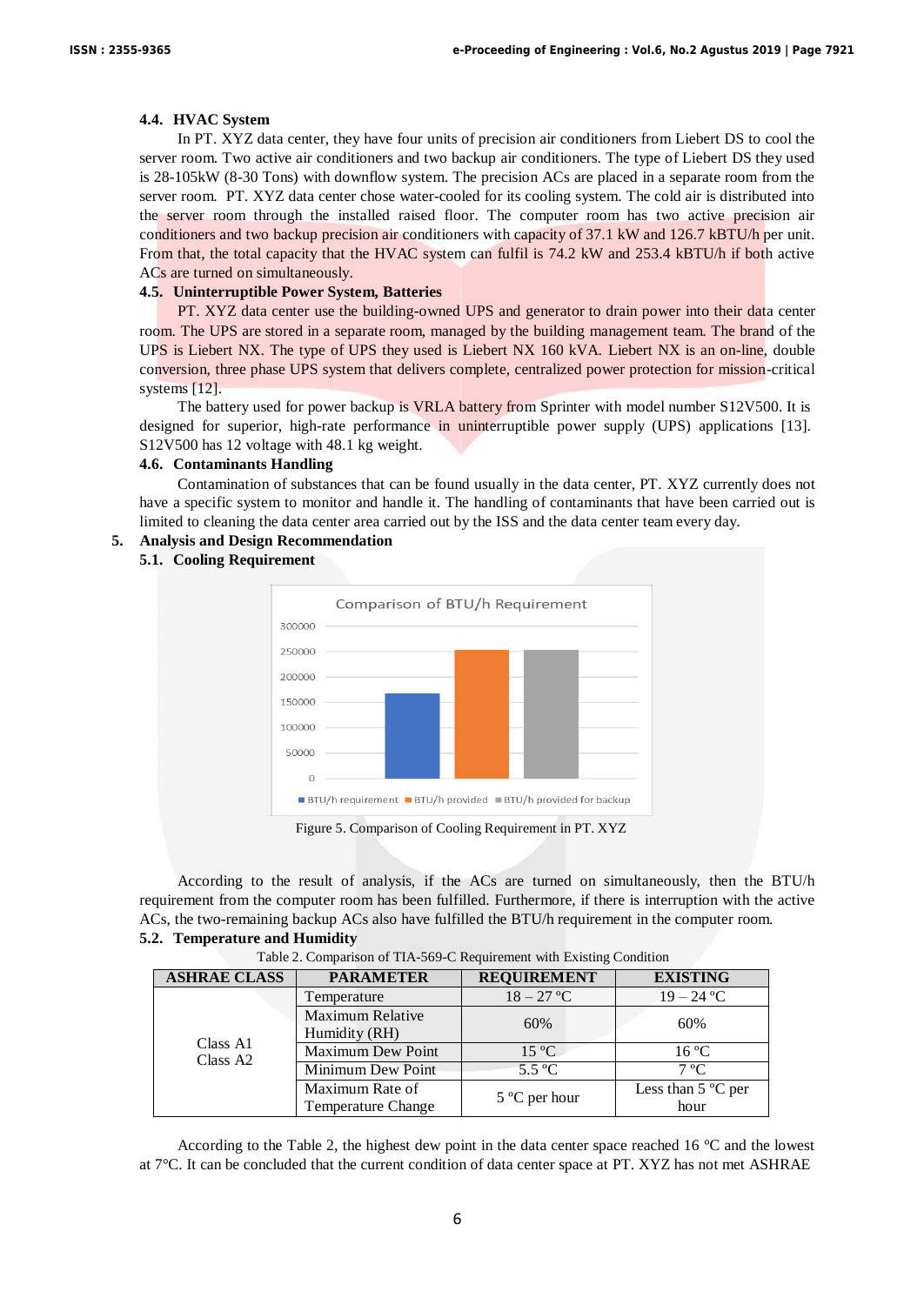### 4.4. HVAC System

In PT. XYZ data center, they have four units of precision air conditioners from Liebert DS to cool the server room. Two active air conditioners and two backup air conditioners. The type of Liebert DS they used is 28-105kW (8-30 Tons) with downflow system. The precision ACs are placed in a separate room from the server room. PT. XYZ data center chose water-cooled for its cooling system. The cold air is distributed into the server room through the installed raised floor. The computer room has two active precision air conditioners and two backup precision air conditioners with capacity of 37.1 kW and 126.7 kBTU/h per unit. From that, the total capacity that the HVAC system can fulfil is 74.2 kW and 253.4 kBTU/h if both active ACs are turned on simultaneously.

### 4.5. Uninterruptible Power System, Batteries

PT. XYZ data center use the building-owned UPS and generator to drain power into their data center room. The UPS are stored in a separate room, managed by the building management team. The brand of the UPS is Liebert NX. The type of UPS they used is Liebert NX 160 kVA. Liebert NX is an on-line, double conversion, three phase UPS system that delivers complete, centralized power protection for mission-critical systems [12].

The battery used for power backup is VRLA battery from Sprinter with model number S12V500. It is designed for superior, high-rate performance in uninterruptible power supply (UPS) applications [13]. S12V500 has 12 voltage with 48.1 kg weight.

### 4.6. Contaminants Handling

Contamination of substances that can be found usually in the data center, PT. XYZ currently does not have a specific system to monitor and handle it. The handling of contaminants that have been carried out is limited to cleaning the data center area carried out by the ISS and the data center team every day.

## 5. Analysis and Design Recommendation

### 5.1. Cooling Requirement

Comparison of BTU/h Requirement

| | BTU/h requirement | BTU/h provided | BTU/h provided for backup |
|---|---|---|---|
| Value (approx.) | ~165000 | ~253400 | ~253400 |

Figure 5. Comparison of Cooling Requirement in PT. XYZ

According to the result of analysis, if the ACs are turned on simultaneously, then the BTU/h requirement from the computer room has been fulfilled. Furthermore, if there is interruption with the active ACs, the two-remaining backup ACs also have fulfilled the BTU/h requirement in the computer room.

### 5.2. Temperature and Humidity

Table 2. Comparison of TIA-569-C Requirement with Existing Condition

| ASHRAE CLASS | PARAMETER | REQUIREMENT | EXISTING |
|---|---|---|---|
| Class A1 Class A2 | Temperature | 18 – 27 °C | 19 – 24 °C |
| | Maximum Relative Humidity (RH) | 60% | 60% |
| | Maximum Dew Point | 15 °C | 16 °C |
| | Minimum Dew Point | 5.5 °C | 7 °C |
| | Maximum Rate of Temperature Change | 5 °C per hour | Less than 5 °C per hour |

According to the Table 2, the highest dew point in the data center space reached 16 °C and the lowest at 7°C. It can be concluded that the current condition of data center space at PT. XYZ has not met ASHRAE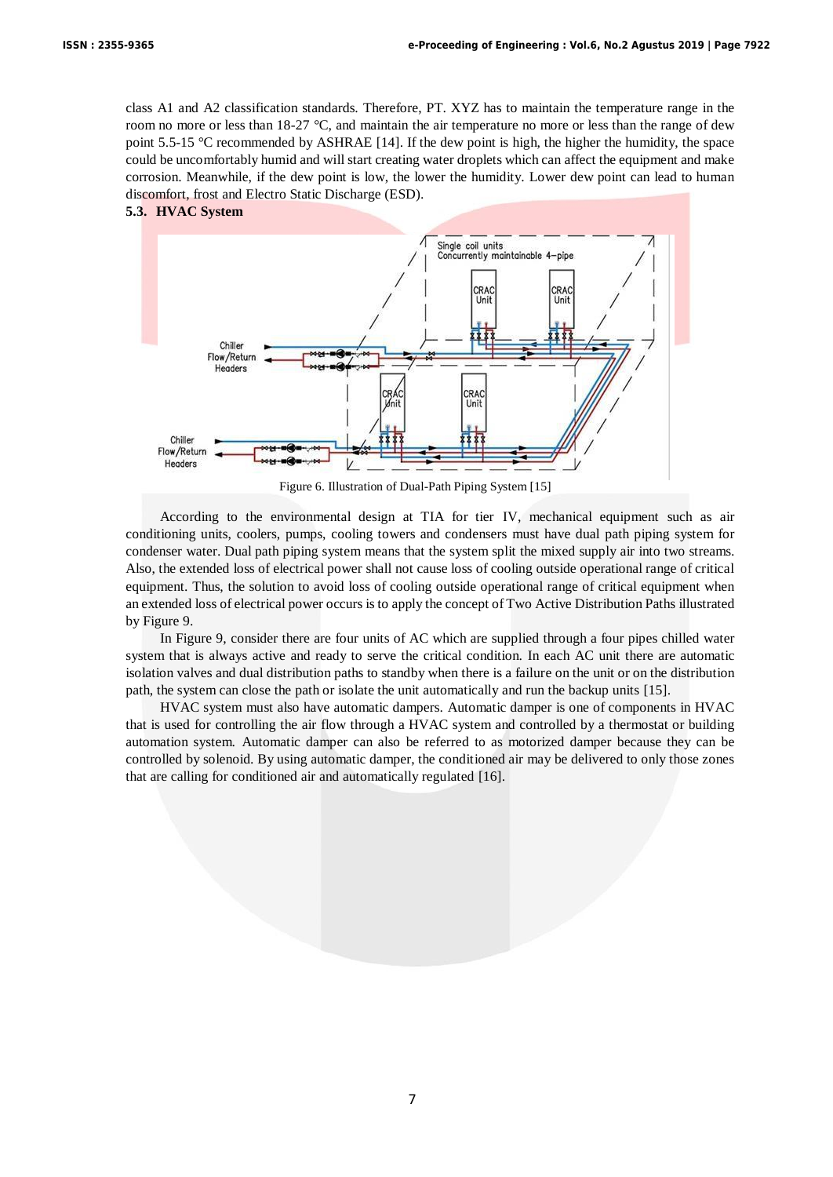class A1 and A2 classification standards. Therefore, PT. XYZ has to maintain the temperature range in the room no more or less than 18-27 °C, and maintain the air temperature no more or less than the range of dew point 5.5-15 °C recommended by ASHRAE [14]. If the dew point is high, the higher the humidity, the space could be uncomfortably humid and will start creating water droplets which can affect the equipment and make corrosion. Meanwhile, if the dew point is low, the lower the humidity. Lower dew point can lead to human discomfort, frost and Electro Static Discharge (ESD).

### 5.3. HVAC System

Figure 6. Illustration of Dual-Path Piping System [15]

According to the environmental design at TIA for tier IV, mechanical equipment such as air conditioning units, coolers, pumps, cooling towers and condensers must have dual path piping system for condenser water. Dual path piping system means that the system split the mixed supply air into two streams. Also, the extended loss of electrical power shall not cause loss of cooling outside operational range of critical equipment. Thus, the solution to avoid loss of cooling outside operational range of critical equipment when an extended loss of electrical power occurs is to apply the concept of Two Active Distribution Paths illustrated by Figure 9.

In Figure 9, consider there are four units of AC which are supplied through a four pipes chilled water system that is always active and ready to serve the critical condition. In each AC unit there are automatic isolation valves and dual distribution paths to standby when there is a failure on the unit or on the distribution path, the system can close the path or isolate the unit automatically and run the backup units [15].

HVAC system must also have automatic dampers. Automatic damper is one of components in HVAC that is used for controlling the air flow through a HVAC system and controlled by a thermostat or building automation system. Automatic damper can also be referred to as motorized damper because they can be controlled by solenoid. By using automatic damper, the conditioned air may be delivered to only those zones that are calling for conditioned air and automatically regulated [16].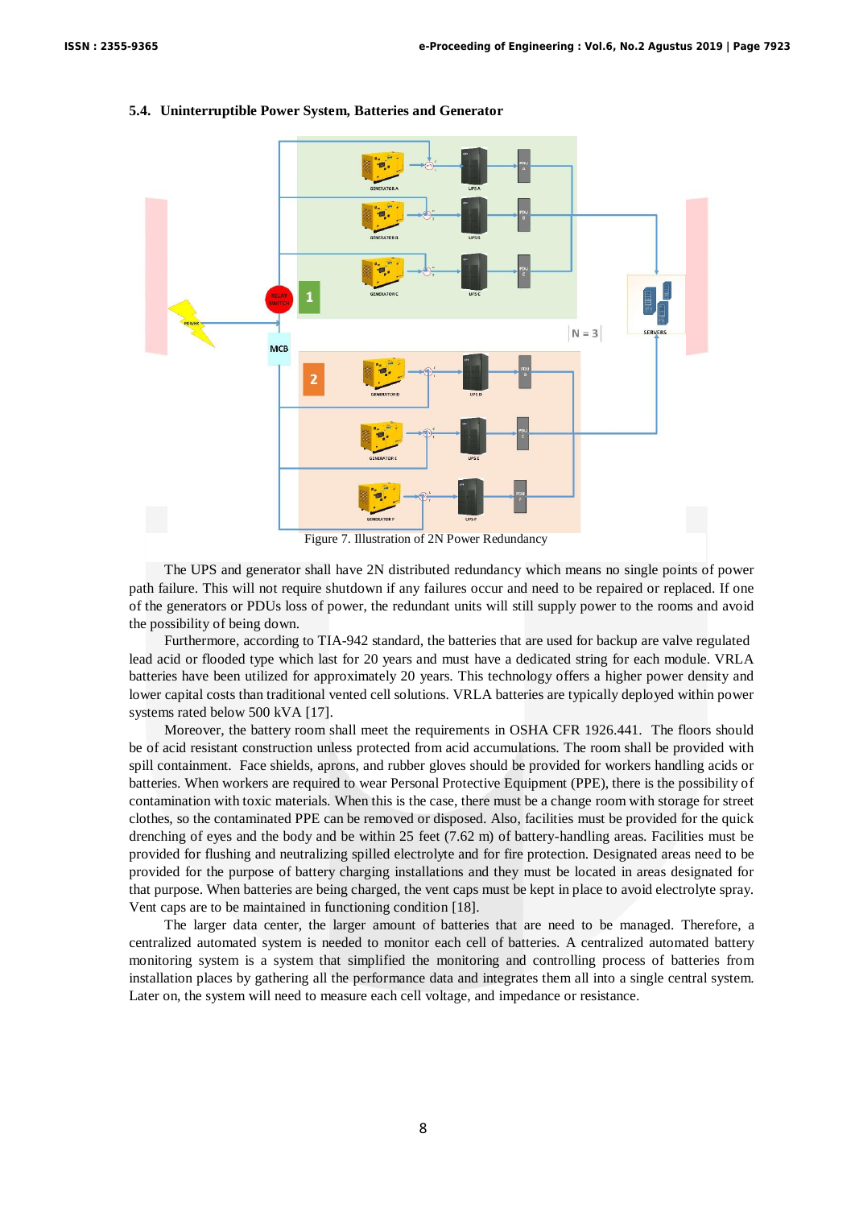### 5.4. Uninterruptible Power System, Batteries and Generator

Figure 7. Illustration of 2N Power Redundancy

The UPS and generator shall have 2N distributed redundancy which means no single points of power path failure. This will not require shutdown if any failures occur and need to be repaired or replaced. If one of the generators or PDUs loss of power, the redundant units will still supply power to the rooms and avoid the possibility of being down.

Furthermore, according to TIA-942 standard, the batteries that are used for backup are valve regulated lead acid or flooded type which last for 20 years and must have a dedicated string for each module. VRLA batteries have been utilized for approximately 20 years. This technology offers a higher power density and lower capital costs than traditional vented cell solutions. VRLA batteries are typically deployed within power systems rated below 500 kVA [17].

Moreover, the battery room shall meet the requirements in OSHA CFR 1926.441. The floors should be of acid resistant construction unless protected from acid accumulations. The room shall be provided with spill containment. Face shields, aprons, and rubber gloves should be provided for workers handling acids or batteries. When workers are required to wear Personal Protective Equipment (PPE), there is the possibility of contamination with toxic materials. When this is the case, there must be a change room with storage for street clothes, so the contaminated PPE can be removed or disposed. Also, facilities must be provided for the quick drenching of eyes and the body and be within 25 feet (7.62 m) of battery-handling areas. Facilities must be provided for flushing and neutralizing spilled electrolyte and for fire protection. Designated areas need to be provided for the purpose of battery charging installations and they must be located in areas designated for that purpose. When batteries are being charged, the vent caps must be kept in place to avoid electrolyte spray. Vent caps are to be maintained in functioning condition [18].

The larger data center, the larger amount of batteries that are need to be managed. Therefore, a centralized automated system is needed to monitor each cell of batteries. A centralized automated battery monitoring system is a system that simplified the monitoring and controlling process of batteries from installation places by gathering all the performance data and integrates them all into a single central system. Later on, the system will need to measure each cell voltage, and impedance or resistance.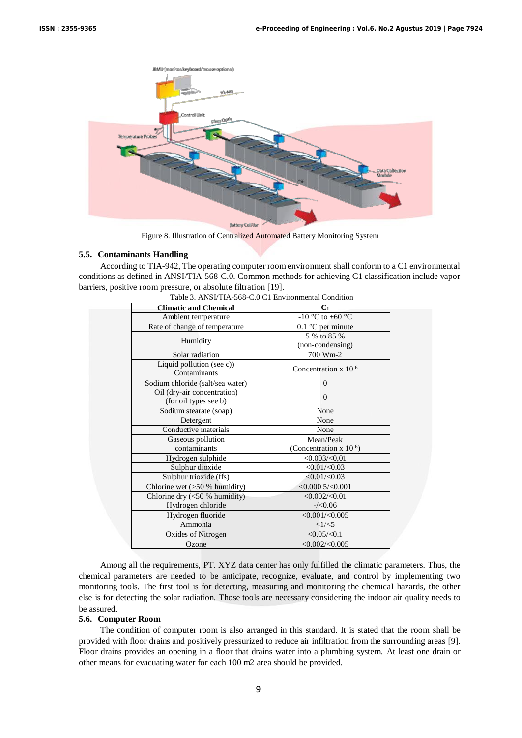Figure 8. Illustration of Centralized Automated Battery Monitoring System

### 5.5. Contaminants Handling

According to TIA-942, The operating computer room environment shall conform to a C1 environmental conditions as defined in ANSI/TIA-568-C.0. Common methods for achieving C1 classification include vapor barriers, positive room pressure, or absolute filtration [19].

Table 3. ANSI/TIA-568-C.0 C1 Environmental Condition

| Climatic and Chemical | $C_1$ |
|---|---|
| Ambient temperature | -10 °C to +60 °C |
| Rate of change of temperature | 0.1 °C per minute |
| Humidity | 5 % to 85 % (non-condensing) |
| Solar radiation | 700 Wm-2 |
| Liquid pollution (see c)) Contaminants | Concentration x $10^{-6}$ |
| Sodium chloride (salt/sea water) | 0 |
| Oil (dry-air concentration) (for oil types see b) | 0 |
| Sodium stearate (soap) | None |
| Detergent | None |
| Conductive materials | None |
| Gaseous pollution contaminants | Mean/Peak (Concentration x $10^{-6}$) |
| Hydrogen sulphide | <0.003/<0,01 |
| Sulphur dioxide | <0.01/<0.03 |
| Sulphur trioxide (ffs) | <0.01/<0.03 |
| Chlorine wet (>50 % humidity) | <0.000 5/<0.001 |
| Chlorine dry (<50 % humidity) | <0.002/<0.01 |
| Hydrogen chloride | -/<0.06 |
| Hydrogen fluoride | <0.001/<0.005 |
| Ammonia | <1/<5 |
| Oxides of Nitrogen | <0.05/<0.1 |
| Ozone | <0.002/<0.005 |

Among all the requirements, PT. XYZ data center has only fulfilled the climatic parameters. Thus, the chemical parameters are needed to be anticipate, recognize, evaluate, and control by implementing two monitoring tools. The first tool is for detecting, measuring and monitoring the chemical hazards, the other else is for detecting the solar radiation. Those tools are necessary considering the indoor air quality needs to be assured.

### 5.6. Computer Room

The condition of computer room is also arranged in this standard. It is stated that the room shall be provided with floor drains and positively pressurized to reduce air infiltration from the surrounding areas [9]. Floor drains provides an opening in a floor that drains water into a plumbing system. At least one drain or other means for evacuating water for each 100 m2 area should be provided.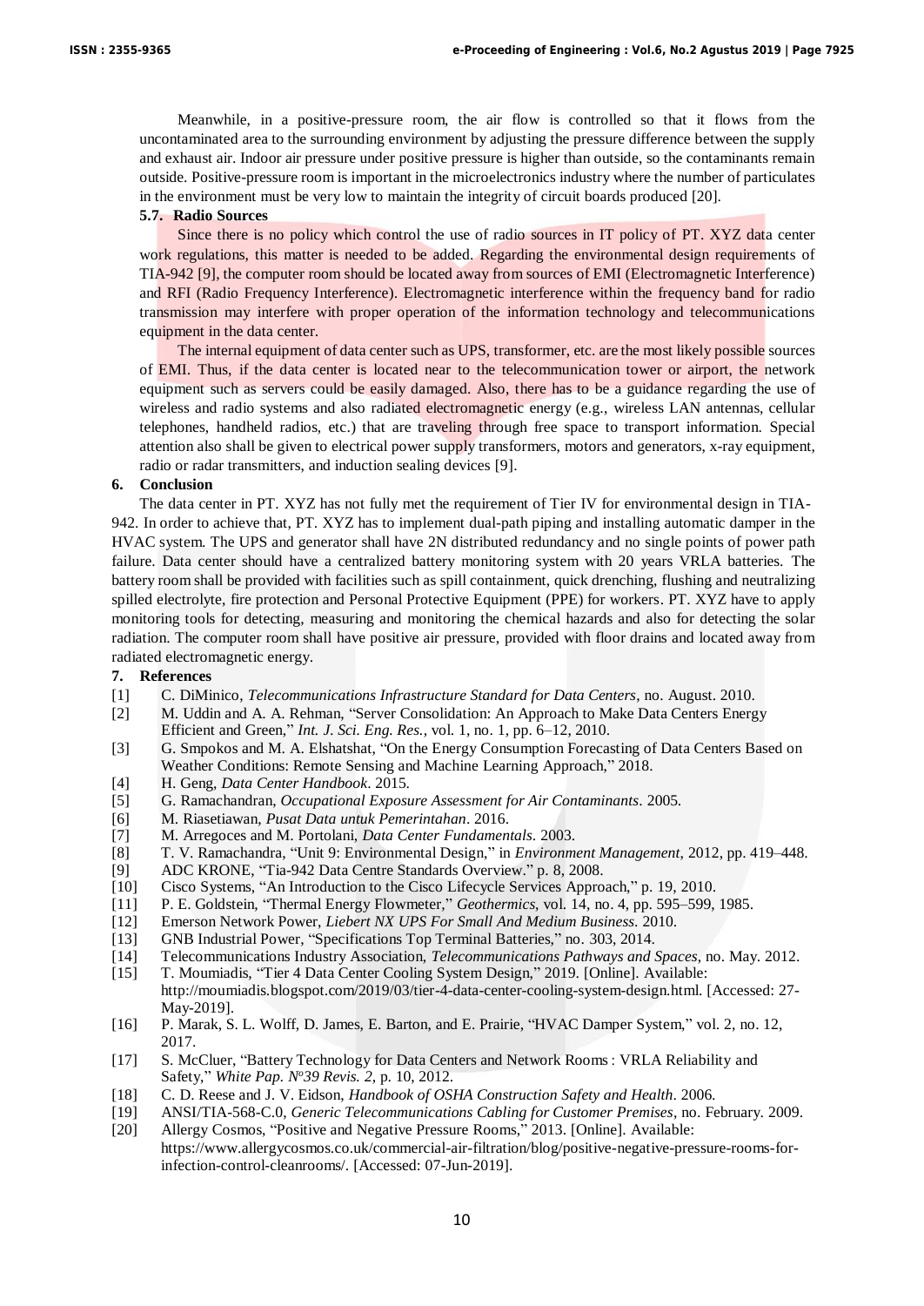Meanwhile, in a positive-pressure room, the air flow is controlled so that it flows from the uncontaminated area to the surrounding environment by adjusting the pressure difference between the supply and exhaust air. Indoor air pressure under positive pressure is higher than outside, so the contaminants remain outside. Positive-pressure room is important in the microelectronics industry where the number of particulates in the environment must be very low to maintain the integrity of circuit boards produced [20].

### 5.7. Radio Sources

Since there is no policy which control the use of radio sources in IT policy of PT. XYZ data center work regulations, this matter is needed to be added. Regarding the environmental design requirements of TIA-942 [9], the computer room should be located away from sources of EMI (Electromagnetic Interference) and RFI (Radio Frequency Interference). Electromagnetic interference within the frequency band for radio transmission may interfere with proper operation of the information technology and telecommunications equipment in the data center.

The internal equipment of data center such as UPS, transformer, etc. are the most likely possible sources of EMI. Thus, if the data center is located near to the telecommunication tower or airport, the network equipment such as servers could be easily damaged. Also, there has to be a guidance regarding the use of wireless and radio systems and also radiated electromagnetic energy (e.g., wireless LAN antennas, cellular telephones, handheld radios, etc.) that are traveling through free space to transport information. Special attention also shall be given to electrical power supply transformers, motors and generators, x-ray equipment, radio or radar transmitters, and induction sealing devices [9].

## 6. Conclusion

The data center in PT. XYZ has not fully met the requirement of Tier IV for environmental design in TIA-942. In order to achieve that, PT. XYZ has to implement dual-path piping and installing automatic damper in the HVAC system. The UPS and generator shall have 2N distributed redundancy and no single points of power path failure. Data center should have a centralized battery monitoring system with 20 years VRLA batteries. The battery room shall be provided with facilities such as spill containment, quick drenching, flushing and neutralizing spilled electrolyte, fire protection and Personal Protective Equipment (PPE) for workers. PT. XYZ have to apply monitoring tools for detecting, measuring and monitoring the chemical hazards and also for detecting the solar radiation. The computer room shall have positive air pressure, provided with floor drains and located away from radiated electromagnetic energy.

## 7. References

[1] C. DiMinico, *Telecommunications Infrastructure Standard for Data Centers*, no. August. 2010.

[2] M. Uddin and A. A. Rehman, "Server Consolidation: An Approach to Make Data Centers Energy Efficient and Green," *Int. J. Sci. Eng. Res.*, vol. 1, no. 1, pp. 6–12, 2010.

[3] G. Smpokos and M. A. Elshatshat, "On the Energy Consumption Forecasting of Data Centers Based on Weather Conditions: Remote Sensing and Machine Learning Approach," 2018.

[4] H. Geng, *Data Center Handbook*. 2015.

[5] G. Ramachandran, *Occupational Exposure Assessment for Air Contaminants*. 2005.

[6] M. Riasetiawan, *Pusat Data untuk Pemerintahan*. 2016.

[7] M. Arregoces and M. Portolani, *Data Center Fundamentals*. 2003.

[8] T. V. Ramachandra, "Unit 9: Environmental Design," in *Environment Management*, 2012, pp. 419–448.

[9] ADC KRONE, "Tia-942 Data Centre Standards Overview." p. 8, 2008.

[10] Cisco Systems, "An Introduction to the Cisco Lifecycle Services Approach," p. 19, 2010.

[11] P. E. Goldstein, "Thermal Energy Flowmeter," *Geothermics*, vol. 14, no. 4, pp. 595–599, 1985.

[12] Emerson Network Power, *Liebert NX UPS For Small And Medium Business*. 2010.

[13] GNB Industrial Power, "Specifications Top Terminal Batteries," no. 303, 2014.

[14] Telecommunications Industry Association, *Telecommunications Pathways and Spaces*, no. May. 2012.

[15] T. Moumiadis, "Tier 4 Data Center Cooling System Design," 2019. [Online]. Available: http://moumiadis.blogspot.com/2019/03/tier-4-data-center-cooling-system-design.html. [Accessed: 27-May-2019].

[16] P. Marak, S. L. Wolff, D. James, E. Barton, and E. Prairie, "HVAC Damper System," vol. 2, no. 12, 2017.

[17] S. McCluer, "Battery Technology for Data Centers and Network Rooms : VRLA Reliability and Safety," *White Pap. Nº39 Revis. 2*, p. 10, 2012.

[18] C. D. Reese and J. V. Eidson, *Handbook of OSHA Construction Safety and Health*. 2006.

[19] ANSI/TIA-568-C.0, *Generic Telecommunications Cabling for Customer Premises*, no. February. 2009.

[20] Allergy Cosmos, "Positive and Negative Pressure Rooms," 2013. [Online]. Available: https://www.allergycosmos.co.uk/commercial-air-filtration/blog/positive-negative-pressure-rooms-for-infection-control-cleanrooms/. [Accessed: 07-Jun-2019].